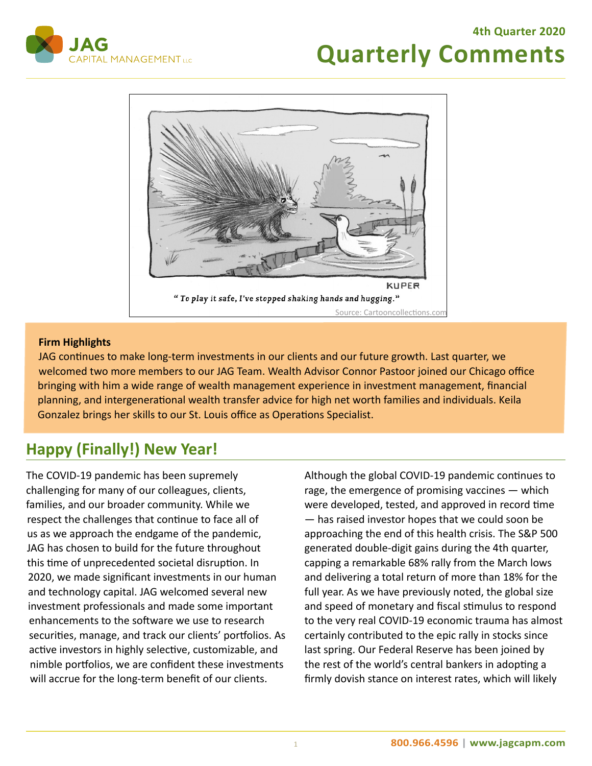4th Quarter 2020

# Quarterly Comments

*"To play it safe, I've stopped shaking hands and hugging."*

Source: Cartooncollections.com

**Firm Highlights**

JAG continues to make long-term investments in our clients and our future growth. Last quarter, we welcomed two more members to our JAG Team. Wealth Advisor Connor Pastoor joined our Chicago office bringing with him a wide range of wealth management experience in investment management, financial planning, and intergenerational wealth transfer advice for high net worth families and individuals. Keila Gonzalez brings her skills to our St. Louis office as Operations Specialist.

## Happy (Finally!) New Year!

The COVID-19 pandemic has been supremely challenging for many of our colleagues, clients, families, and our broader community. While we respect the challenges that continue to face all of us as we approach the endgame of the pandemic, JAG has chosen to build for the future throughout this time of unprecedented societal disruption. In 2020, we made significant investments in our human and technology capital. JAG welcomed several new investment professionals and made some important enhancements to the software we use to research securities, manage, and track our clients' portfolios. As active investors in highly selective, customizable, and nimble portfolios, we are confident these investments will accrue for the long-term benefit of our clients.

Although the global COVID-19 pandemic continues to rage, the emergence of promising vaccines — which were developed, tested, and approved in record time — has raised investor hopes that we could soon be approaching the end of this health crisis. The S&P 500 generated double-digit gains during the 4th quarter, capping a remarkable 68% rally from the March lows and delivering a total return of more than 18% for the full year. As we have previously noted, the global size and speed of monetary and fiscal stimulus to respond to the very real COVID-19 economic trauma has almost certainly contributed to the epic rally in stocks since last spring. Our Federal Reserve has been joined by the rest of the world's central bankers in adopting a firmly dovish stance on interest rates, which will likely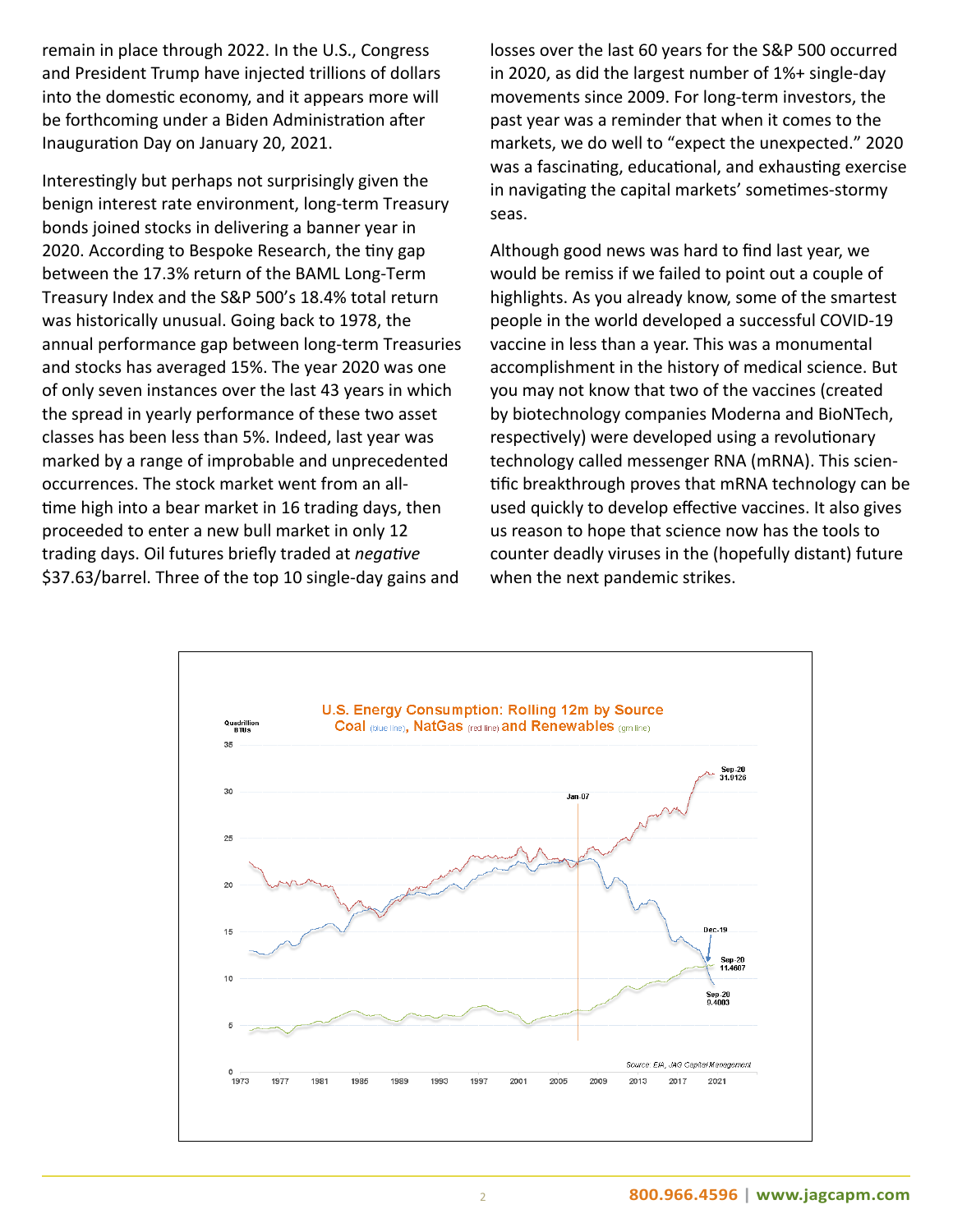remain in place through 2022. In the U.S., Congress and President Trump have injected trillions of dollars into the domestic economy, and it appears more will be forthcoming under a Biden Administration after Inauguration Day on January 20, 2021.

Interestingly but perhaps not surprisingly given the benign interest rate environment, long-term Treasury bonds joined stocks in delivering a banner year in 2020. According to Bespoke Research, the tiny gap between the 17.3% return of the BAML Long-Term Treasury Index and the S&P 500's 18.4% total return was historically unusual. Going back to 1978, the annual performance gap between long-term Treasuries and stocks has averaged 15%. The year 2020 was one of only seven instances over the last 43 years in which the spread in yearly performance of these two asset classes has been less than 5%. Indeed, last year was marked by a range of improbable and unprecedented occurrences. The stock market went from an all-time high into a bear market in 16 trading days, then proceeded to enter a new bull market in only 12 trading days. Oil futures briefly traded at *negative* $37.63/barrel. Three of the top 10 single-day gains and losses over the last 60 years for the S&P 500 occurred in 2020, as did the largest number of 1%+ single-day movements since 2009. For long-term investors, the past year was a reminder that when it comes to the markets, we do well to "expect the unexpected." 2020 was a fascinating, educational, and exhausting exercise in navigating the capital markets' sometimes-stormy seas.

Although good news was hard to find last year, we would be remiss if we failed to point out a couple of highlights. As you already know, some of the smartest people in the world developed a successful COVID-19 vaccine in less than a year. This was a monumental accomplishment in the history of medical science. But you may not know that two of the vaccines (created by biotechnology companies Moderna and BioNTech, respectively) were developed using a revolutionary technology called messenger RNA (mRNA). This scientific breakthrough proves that mRNA technology can be used quickly to develop effective vaccines. It also gives us reason to hope that science now has the tools to counter deadly viruses in the (hopefully distant) future when the next pandemic strikes.

**U.S. Energy Consumption: Rolling 12m by Source**
**Coal** (blue line), **NatGas** (red line) **and Renewables** (grn line)

Source: EIA, JAG Capital Management

800.966.4596 | www.jagcapm.com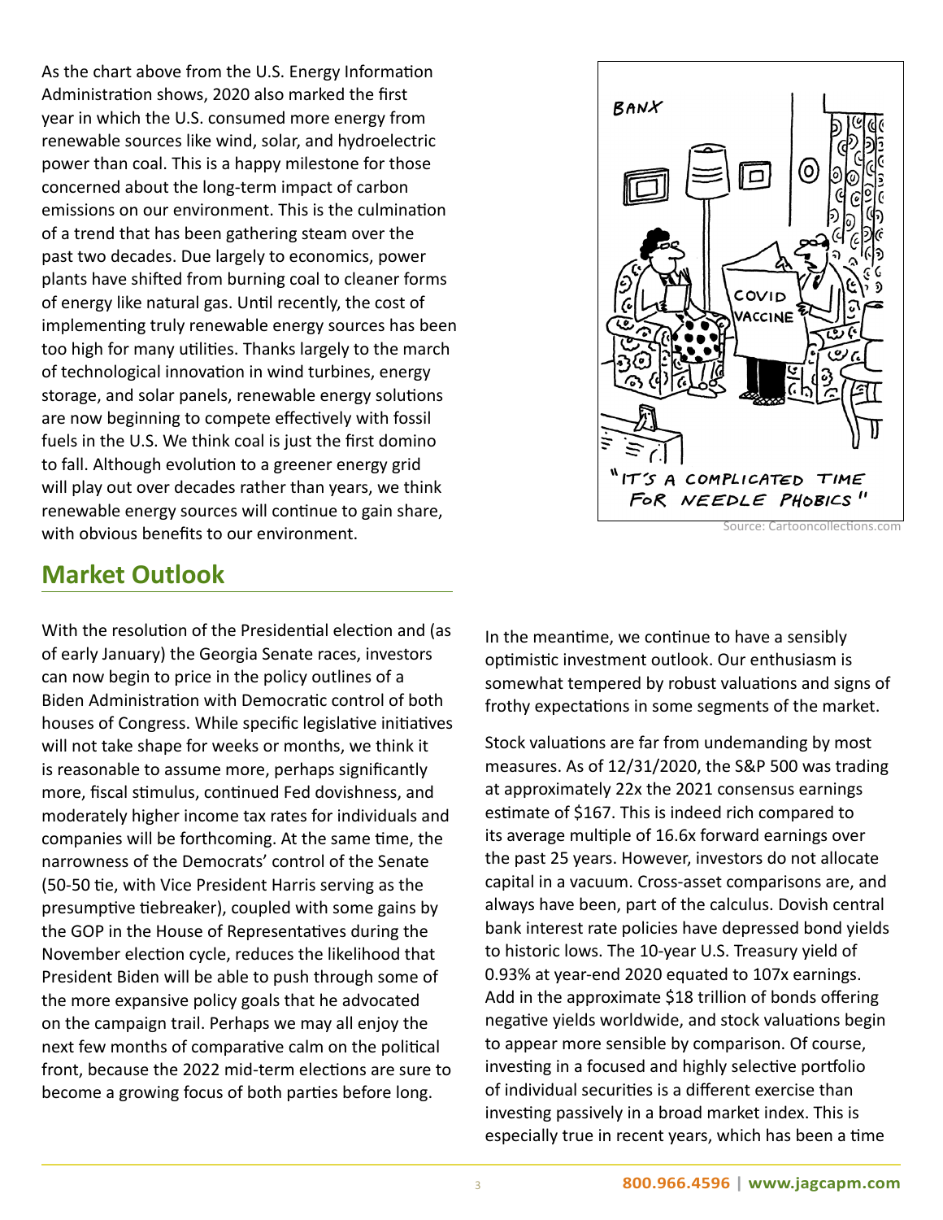As the chart above from the U.S. Energy Information Administration shows, 2020 also marked the first year in which the U.S. consumed more energy from renewable sources like wind, solar, and hydroelectric power than coal. This is a happy milestone for those concerned about the long-term impact of carbon emissions on our environment. This is the culmination of a trend that has been gathering steam over the past two decades. Due largely to economics, power plants have shifted from burning coal to cleaner forms of energy like natural gas. Until recently, the cost of implementing truly renewable energy sources has been too high for many utilities. Thanks largely to the march of technological innovation in wind turbines, energy storage, and solar panels, renewable energy solutions are now beginning to compete effectively with fossil fuels in the U.S. We think coal is just the first domino to fall. Although evolution to a greener energy grid will play out over decades rather than years, we think renewable energy sources will continue to gain share, with obvious benefits to our environment.

Source: Cartooncollections.com

## Market Outlook

With the resolution of the Presidential election and (as of early January) the Georgia Senate races, investors can now begin to price in the policy outlines of a Biden Administration with Democratic control of both houses of Congress. While specific legislative initiatives will not take shape for weeks or months, we think it is reasonable to assume more, perhaps significantly more, fiscal stimulus, continued Fed dovishness, and moderately higher income tax rates for individuals and companies will be forthcoming. At the same time, the narrowness of the Democrats' control of the Senate (50-50 tie, with Vice President Harris serving as the presumptive tiebreaker), coupled with some gains by the GOP in the House of Representatives during the November election cycle, reduces the likelihood that President Biden will be able to push through some of the more expansive policy goals that he advocated on the campaign trail. Perhaps we may all enjoy the next few months of comparative calm on the political front, because the 2022 mid-term elections are sure to become a growing focus of both parties before long.

In the meantime, we continue to have a sensibly optimistic investment outlook. Our enthusiasm is somewhat tempered by robust valuations and signs of frothy expectations in some segments of the market.

Stock valuations are far from undemanding by most measures. As of 12/31/2020, the S&P 500 was trading at approximately 22x the 2021 consensus earnings estimate of $167. This is indeed rich compared to its average multiple of 16.6x forward earnings over the past 25 years. However, investors do not allocate capital in a vacuum. Cross-asset comparisons are, and always have been, part of the calculus. Dovish central bank interest rate policies have depressed bond yields to historic lows. The 10-year U.S. Treasury yield of 0.93% at year-end 2020 equated to 107x earnings. Add in the approximate $18 trillion of bonds offering negative yields worldwide, and stock valuations begin to appear more sensible by comparison. Of course, investing in a focused and highly selective portfolio of individual securities is a different exercise than investing passively in a broad market index. This is especially true in recent years, which has been a time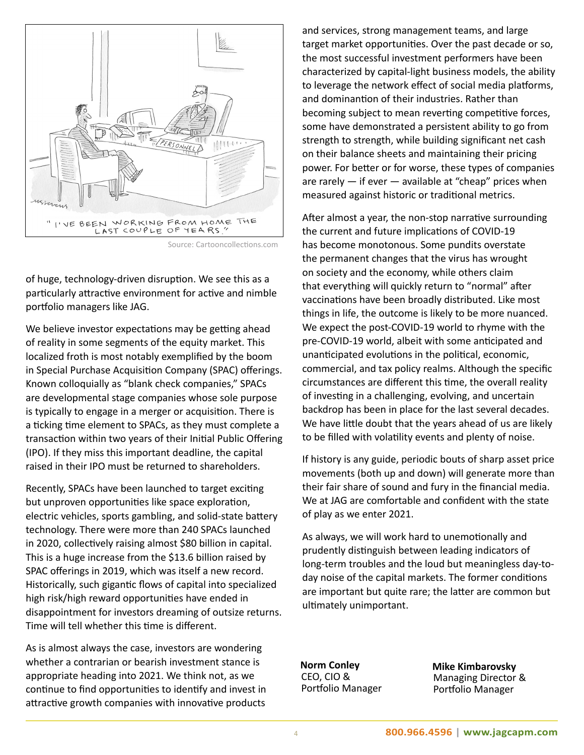"I'VE BEEN WORKING FROM HOME THE LAST COUPLE OF YEARS."

Source: Cartooncollections.com

of huge, technology-driven disruption. We see this as a particularly attractive environment for active and nimble portfolio managers like JAG.

We believe investor expectations may be getting ahead of reality in some segments of the equity market. This localized froth is most notably exemplified by the boom in Special Purchase Acquisition Company (SPAC) offerings. Known colloquially as "blank check companies," SPACs are developmental stage companies whose sole purpose is typically to engage in a merger or acquisition. There is a ticking time element to SPACs, as they must complete a transaction within two years of their Initial Public Offering (IPO). If they miss this important deadline, the capital raised in their IPO must be returned to shareholders.

Recently, SPACs have been launched to target exciting but unproven opportunities like space exploration, electric vehicles, sports gambling, and solid-state battery technology. There were more than 240 SPACs launched in 2020, collectively raising almost $80 billion in capital. This is a huge increase from the $13.6 billion raised by SPAC offerings in 2019, which was itself a new record. Historically, such gigantic flows of capital into specialized high risk/high reward opportunities have ended in disappointment for investors dreaming of outsize returns. Time will tell whether this time is different.

As is almost always the case, investors are wondering whether a contrarian or bearish investment stance is appropriate heading into 2021. We think not, as we continue to find opportunities to identify and invest in attractive growth companies with innovative products and services, strong management teams, and large target market opportunities. Over the past decade or so, the most successful investment performers have been characterized by capital-light business models, the ability to leverage the network effect of social media platforms, and domination of their industries. Rather than becoming subject to mean reverting competitive forces, some have demonstrated a persistent ability to go from strength to strength, while building significant net cash on their balance sheets and maintaining their pricing power. For better or for worse, these types of companies are rarely — if ever — available at "cheap" prices when measured against historic or traditional metrics.

After almost a year, the non-stop narrative surrounding the current and future implications of COVID-19 has become monotonous. Some pundits overstate the permanent changes that the virus has wrought on society and the economy, while others claim that everything will quickly return to "normal" after vaccinations have been broadly distributed. Like most things in life, the outcome is likely to be more nuanced. We expect the post-COVID-19 world to rhyme with the pre-COVID-19 world, albeit with some anticipated and unanticipated evolutions in the political, economic, commercial, and tax policy realms. Although the specific circumstances are different this time, the overall reality of investing in a challenging, evolving, and uncertain backdrop has been in place for the last several decades. We have little doubt that the years ahead of us are likely to be filled with volatility events and plenty of noise.

If history is any guide, periodic bouts of sharp asset price movements (both up and down) will generate more than their fair share of sound and fury in the financial media. We at JAG are comfortable and confident with the state of play as we enter 2021.

As always, we will work hard to unemotionally and prudently distinguish between leading indicators of long-term troubles and the loud but meaningless day-to-day noise of the capital markets. The former conditions are important but quite rare; the latter are common but ultimately unimportant.

**Norm Conley**
CEO, CIO &
Portfolio Manager

**Mike Kimbarovsky**
Managing Director &
Portfolio Manager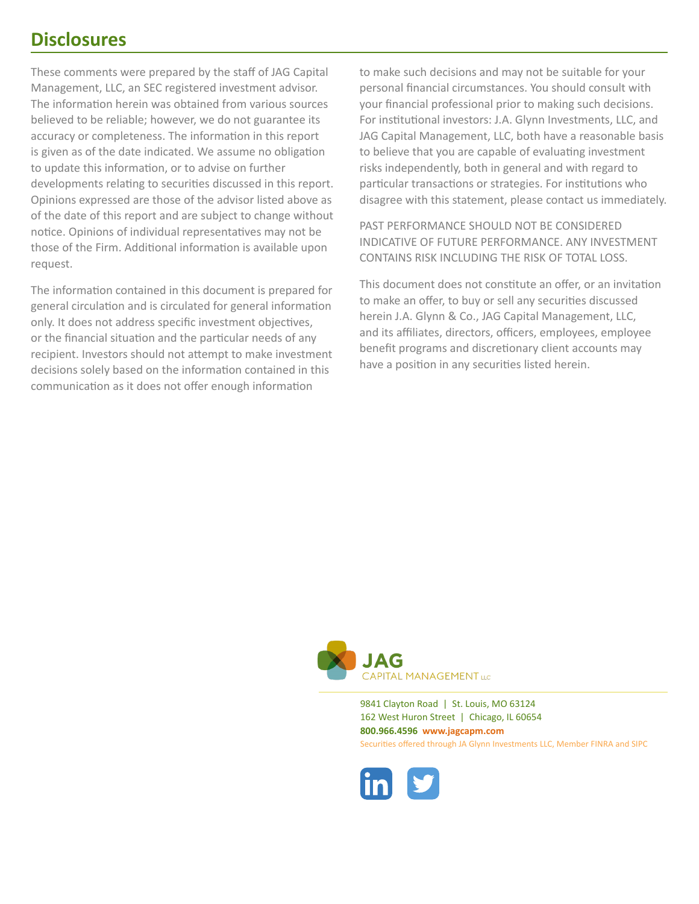## Disclosures

These comments were prepared by the staff of JAG Capital Management, LLC, an SEC registered investment advisor. The information herein was obtained from various sources believed to be reliable; however, we do not guarantee its accuracy or completeness. The information in this report is given as of the date indicated. We assume no obligation to update this information, or to advise on further developments relating to securities discussed in this report. Opinions expressed are those of the advisor listed above as of the date of this report and are subject to change without notice. Opinions of individual representatives may not be those of the Firm. Additional information is available upon request.

The information contained in this document is prepared for general circulation and is circulated for general information only. It does not address specific investment objectives, or the financial situation and the particular needs of any recipient. Investors should not attempt to make investment decisions solely based on the information contained in this communication as it does not offer enough information to make such decisions and may not be suitable for your personal financial circumstances. You should consult with your financial professional prior to making such decisions. For institutional investors: J.A. Glynn Investments, LLC, and JAG Capital Management, LLC, both have a reasonable basis to believe that you are capable of evaluating investment risks independently, both in general and with regard to particular transactions or strategies. For institutions who disagree with this statement, please contact us immediately.

PAST PERFORMANCE SHOULD NOT BE CONSIDERED INDICATIVE OF FUTURE PERFORMANCE. ANY INVESTMENT CONTAINS RISK INCLUDING THE RISK OF TOTAL LOSS.

This document does not constitute an offer, or an invitation to make an offer, to buy or sell any securities discussed herein J.A. Glynn & Co., JAG Capital Management, LLC, and its affiliates, directors, officers, employees, employee benefit programs and discretionary client accounts may have a position in any securities listed herein.

JAG
CAPITAL MANAGEMENT LLC

9841 Clayton Road | St. Louis, MO 63124
162 West Huron Street | Chicago, IL 60654
**800.966.4596** **www.jagcapm.com**
Securities offered through JA Glynn Investments LLC, Member FINRA and SIPC